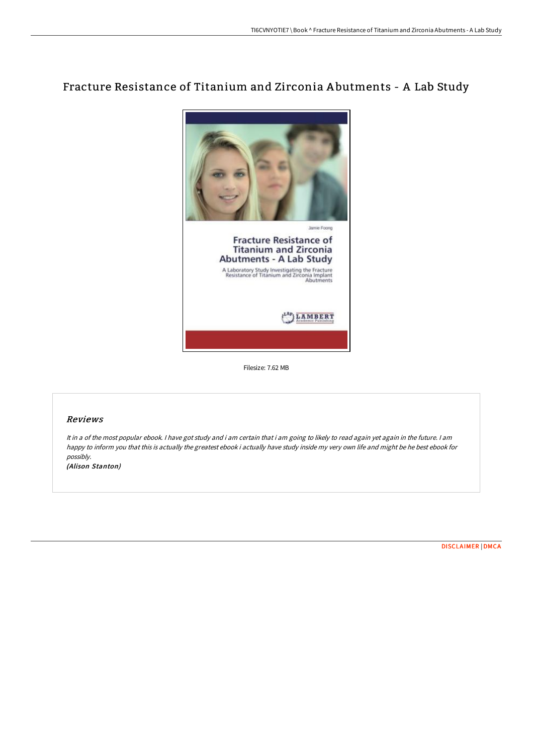# Fracture Resistance of Titanium and Zirconia Abutments - A Lab Study

Filesize: 7.62 MB

## *Reviews*

*It in a of the most popular ebook. I have got study and i am certain that i am going to likely to read again yet again in the future. I am happy to inform you that this is actually the greatest ebook i actually have study inside my very own life and might be he best ebook for possibly.*

*(Alison Stanton)*

DISCLAIMER | DMCA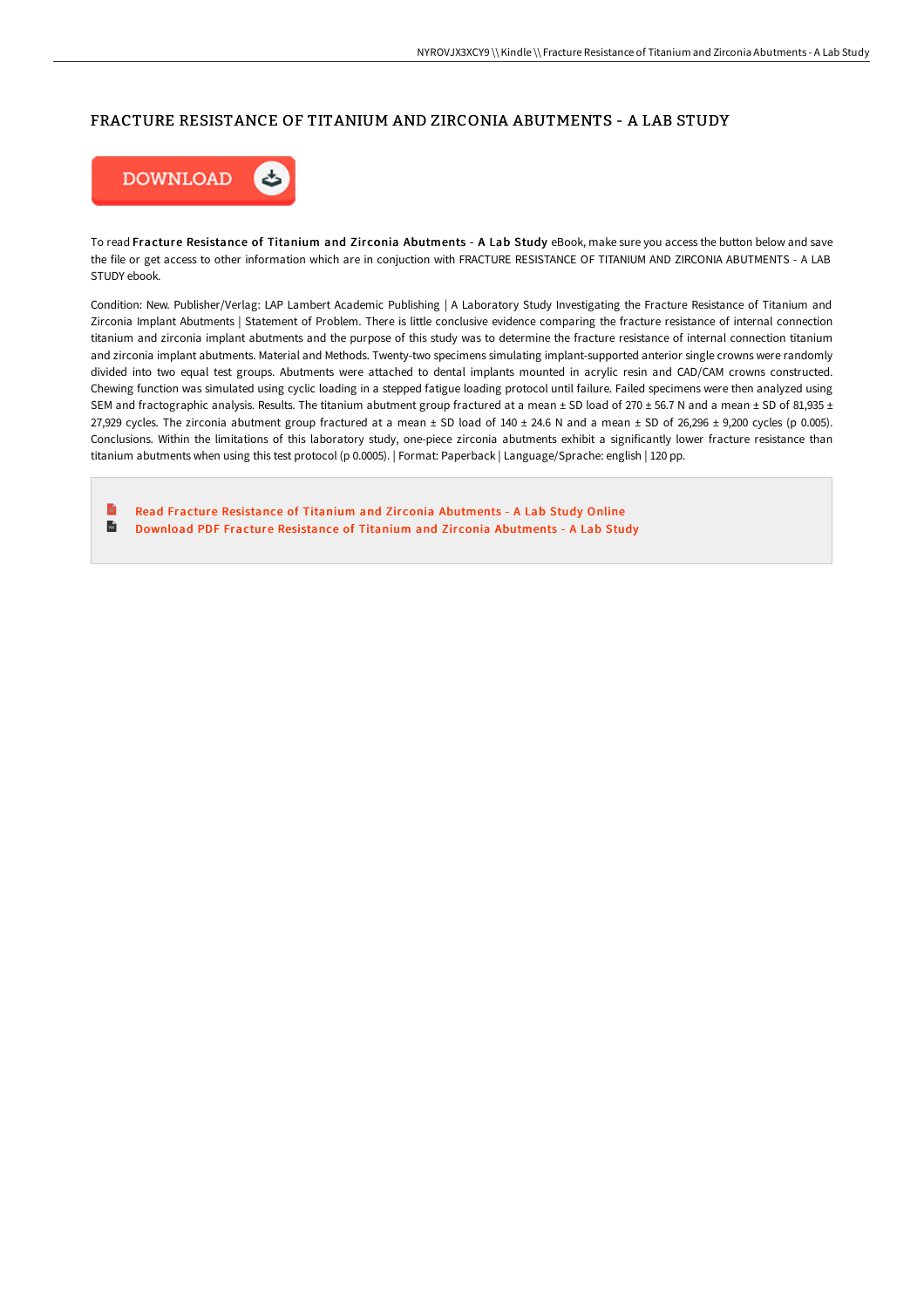# FRACTURE RESISTANCE OF TITANIUM AND ZIRCONIA ABUTMENTS - A LAB STUDY

DOWNLOAD

To read **Fracture Resistance of Titanium and Zirconia Abutments - A Lab Study** eBook, make sure you access the button below and save the file or get access to other information which are in conjuction with FRACTURE RESISTANCE OF TITANIUM AND ZIRCONIA ABUTMENTS - A LAB STUDY ebook.

Condition: New. Publisher/Verlag: LAP Lambert Academic Publishing | A Laboratory Study Investigating the Fracture Resistance of Titanium and Zirconia Implant Abutments | Statement of Problem. There is little conclusive evidence comparing the fracture resistance of internal connection titanium and zirconia implant abutments and the purpose of this study was to determine the fracture resistance of internal connection titanium and zirconia implant abutments. Material and Methods. Twenty-two specimens simulating implant-supported anterior single crowns were randomly divided into two equal test groups. Abutments were attached to dental implants mounted in acrylic resin and CAD/CAM crowns constructed. Chewing function was simulated using cyclic loading in a stepped fatigue loading protocol until failure. Failed specimens were then analyzed using SEM and fractographic analysis. Results. The titanium abutment group fractured at a mean ± SD load of 270 ± 56.7 N and a mean ± SD of 81,935 ± 27,929 cycles. The zirconia abutment group fractured at a mean ± SD load of 140 ± 24.6 N and a mean ± SD of 26,296 ± 9,200 cycles (p 0.005). Conclusions. Within the limitations of this laboratory study, one-piece zirconia abutments exhibit a significantly lower fracture resistance than titanium abutments when using this test protocol (p 0.0005). | Format: Paperback | Language/Sprache: english | 120 pp.

- Read Fracture Resistance of Titanium and Zirconia Abutments - A Lab Study Online
- Download PDF Fracture Resistance of Titanium and Zirconia Abutments - A Lab Study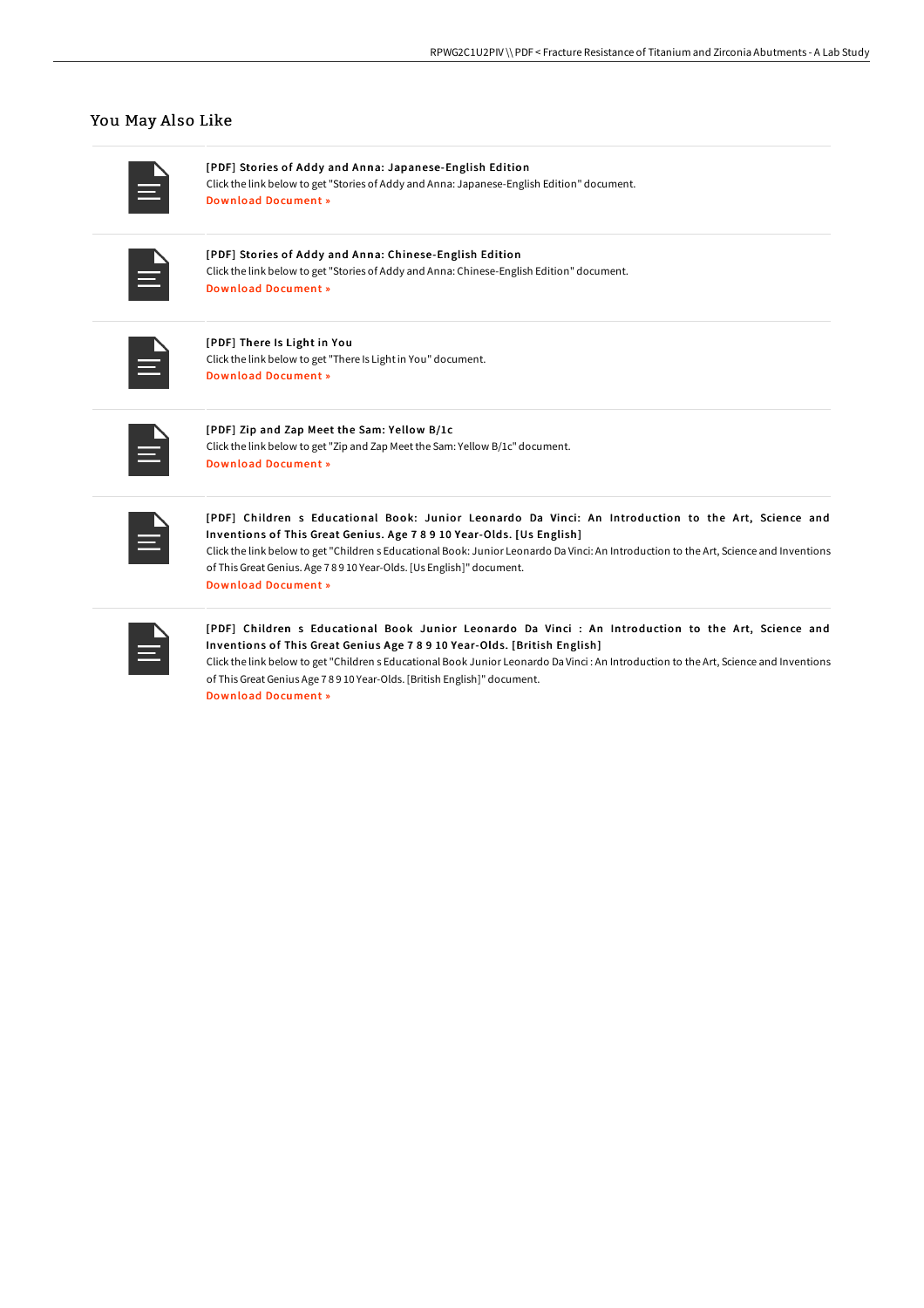## You May Also Like

**[PDF] Stories of Addy and Anna: Japanese-English Edition**

Click the link below to get "Stories of Addy and Anna: Japanese-English Edition" document.

Download Document »

**[PDF] Stories of Addy and Anna: Chinese-English Edition**

Click the link below to get "Stories of Addy and Anna: Chinese-English Edition" document.

Download Document »

**[PDF] There Is Light in You**

Click the link below to get "There Is Light in You" document.

Download Document »

**[PDF] Zip and Zap Meet the Sam: Yellow B/1c**

Click the link below to get "Zip and Zap Meet the Sam: Yellow B/1c" document.

Download Document »

**[PDF] Children s Educational Book: Junior Leonardo Da Vinci: An Introduction to the Art, Science and Inventions of This Great Genius. Age 7 8 9 10 Year-Olds. [Us English]**

Click the link below to get "Children s Educational Book: Junior Leonardo Da Vinci: An Introduction to the Art, Science and Inventions of This Great Genius. Age 7 8 9 10 Year-Olds. [Us English]" document.

Download Document »

**[PDF] Children s Educational Book Junior Leonardo Da Vinci : An Introduction to the Art, Science and Inventions of This Great Genius Age 7 8 9 10 Year-Olds. [British English]**

Click the link below to get "Children s Educational Book Junior Leonardo Da Vinci : An Introduction to the Art, Science and Inventions of This Great Genius Age 7 8 9 10 Year-Olds. [British English]" document.

Download Document »